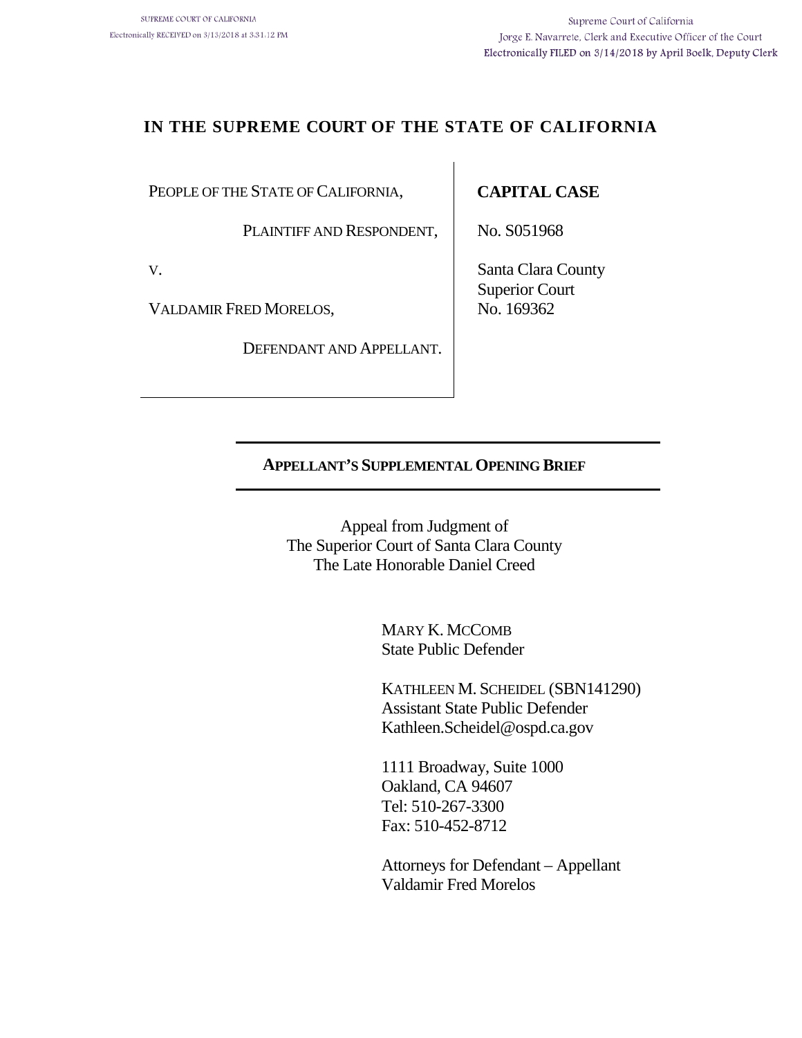SUPREME COURT OF CALIFORNIA
Electronically RECEIVED on 3/13/2018 at 3:31:12 PM

Supreme Court of California
Jorge E. Navarrete, Clerk and Executive Officer of the Court
Electronically FILED on 3/14/2018 by April Boelk, Deputy Clerk

# IN THE SUPREME COURT OF THE STATE OF CALIFORNIA

| | |
|---|---|
| PEOPLE OF THE STATE OF CALIFORNIA, | **CAPITAL CASE** |
| PLAINTIFF AND RESPONDENT, | No. S051968 |
| V. | Santa Clara County Superior Court No. 169362 |
| VALDAMIR FRED MORELOS, | |
| DEFENDANT AND APPELLANT. | |

## APPELLANT'S SUPPLEMENTAL OPENING BRIEF

Appeal from Judgment of
The Superior Court of Santa Clara County
The Late Honorable Daniel Creed

MARY K. MCCOMB
State Public Defender

KATHLEEN M. SCHEIDEL (SBN141290)
Assistant State Public Defender
Kathleen.Scheidel@ospd.ca.gov

1111 Broadway, Suite 1000
Oakland, CA 94607
Tel: 510-267-3300
Fax: 510-452-8712

Attorneys for Defendant – Appellant
Valdamir Fred Morelos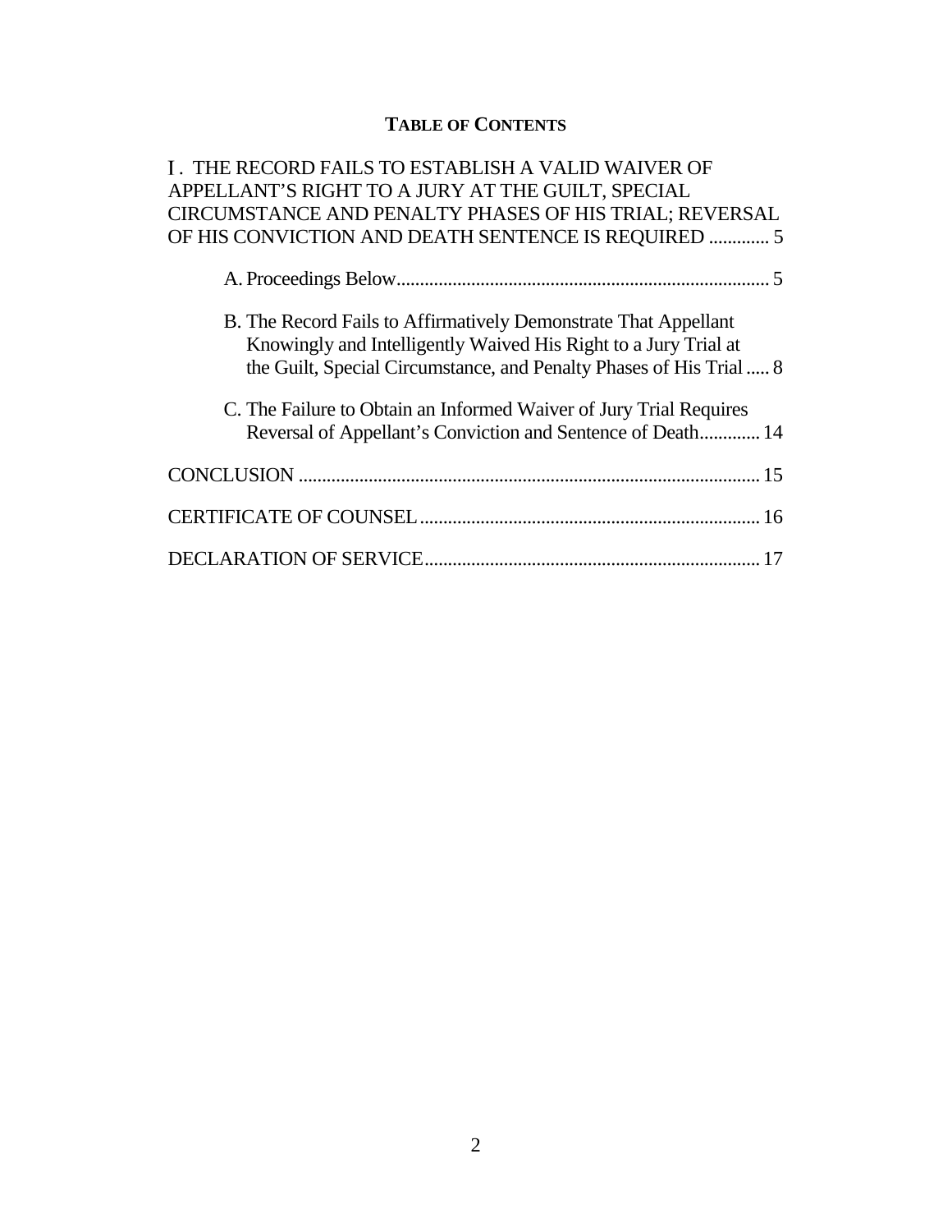**TABLE OF CONTENTS**

I. THE RECORD FAILS TO ESTABLISH A VALID WAIVER OF APPELLANT'S RIGHT TO A JURY AT THE GUILT, SPECIAL CIRCUMSTANCE AND PENALTY PHASES OF HIS TRIAL; REVERSAL OF HIS CONVICTION AND DEATH SENTENCE IS REQUIRED ............. 5

A. Proceedings Below................................................................................ 5

B. The Record Fails to Affirmatively Demonstrate That Appellant Knowingly and Intelligently Waived His Right to a Jury Trial at the Guilt, Special Circumstance, and Penalty Phases of His Trial ..... 8

C. The Failure to Obtain an Informed Waiver of Jury Trial Requires Reversal of Appellant's Conviction and Sentence of Death............. 14

CONCLUSION .................................................................................................. 15

CERTIFICATE OF COUNSEL......................................................................... 16

DECLARATION OF SERVICE........................................................................ 17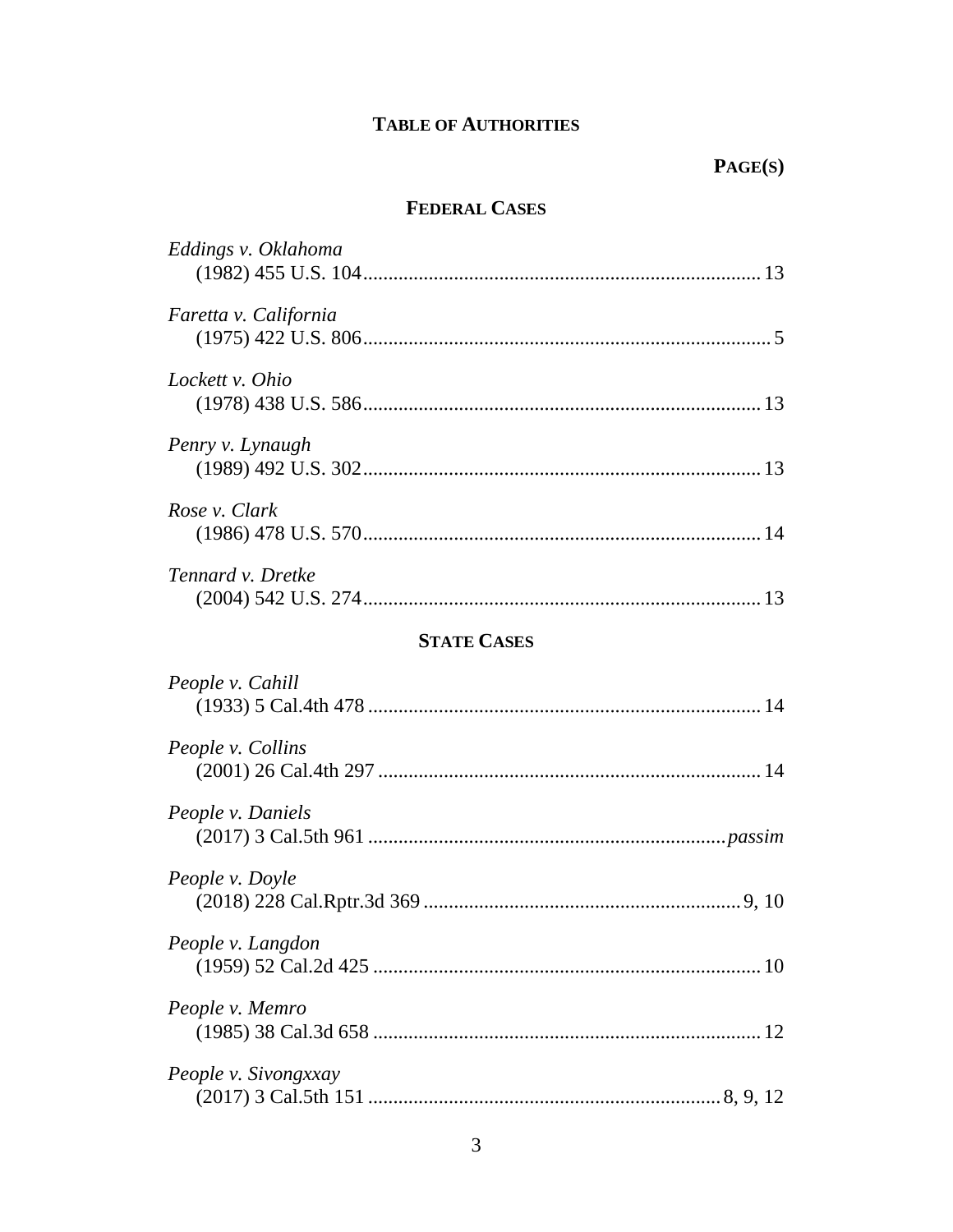# TABLE OF AUTHORITIES

**PAGE(S)**

## FEDERAL CASES

*Eddings v. Oklahoma*
(1982) 455 U.S. 104 .......... 13

*Faretta v. California*
(1975) 422 U.S. 806 .......... 5

*Lockett v. Ohio*
(1978) 438 U.S. 586 .......... 13

*Penry v. Lynaugh*
(1989) 492 U.S. 302 .......... 13

*Rose v. Clark*
(1986) 478 U.S. 570 .......... 14

*Tennard v. Dretke*
(2004) 542 U.S. 274 .......... 13

## STATE CASES

*People v. Cahill*
(1933) 5 Cal.4th 478 .......... 14

*People v. Collins*
(2001) 26 Cal.4th 297 .......... 14

*People v. Daniels*
(2017) 3 Cal.5th 961 .......... *passim*

*People v. Doyle*
(2018) 228 Cal.Rptr.3d 369 .......... 9, 10

*People v. Langdon*
(1959) 52 Cal.2d 425 .......... 10

*People v. Memro*
(1985) 38 Cal.3d 658 .......... 12

*People v. Sivongxxay*
(2017) 3 Cal.5th 151 .......... 8, 9, 12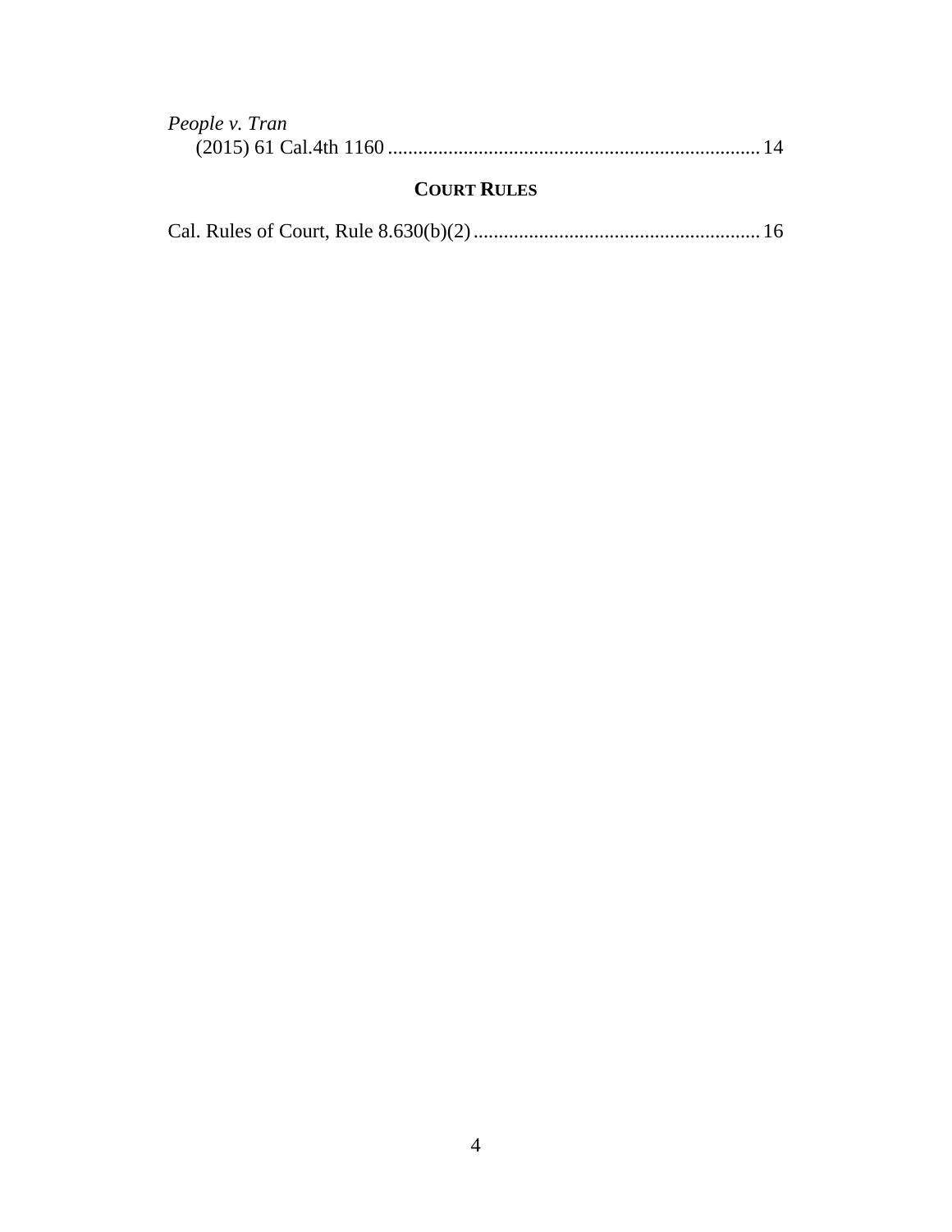*People v. Tran*
(2015) 61 Cal.4th 1160 ........................................................................ 14

**COURT RULES**

Cal. Rules of Court, Rule 8.630(b)(2) ........................................................ 16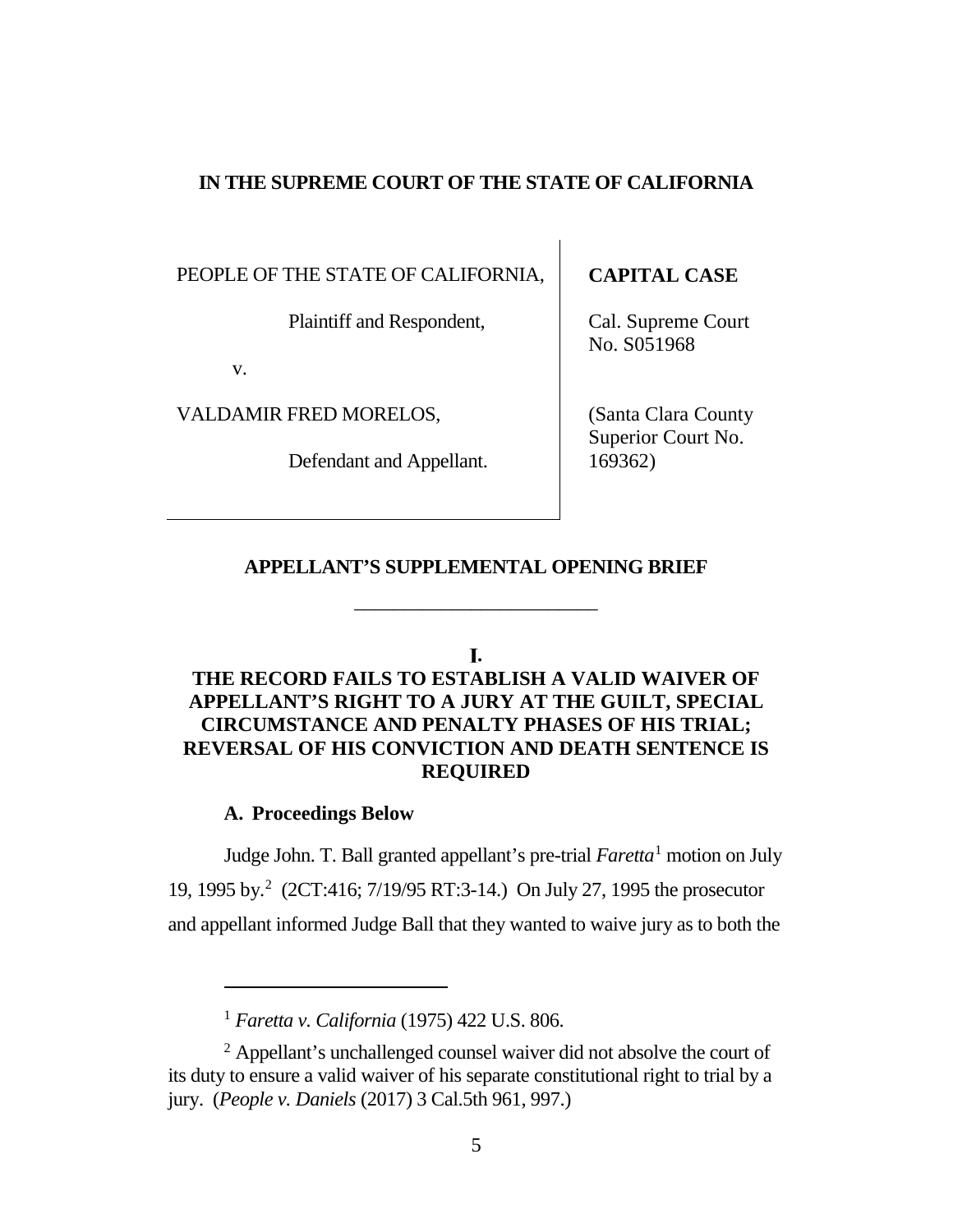**IN THE SUPREME COURT OF THE STATE OF CALIFORNIA**

| PEOPLE OF THE STATE OF CALIFORNIA,<br><br>Plaintiff and Respondent,<br><br>v.<br><br>VALDAMIR FRED MORELOS,<br><br>Defendant and Appellant. | **CAPITAL CASE**<br><br>Cal. Supreme Court No. S051968<br><br>(Santa Clara County Superior Court No. 169362) |
|---|---|

**APPELLANT'S SUPPLEMENTAL OPENING BRIEF**

---

## I.
## THE RECORD FAILS TO ESTABLISH A VALID WAIVER OF APPELLANT'S RIGHT TO A JURY AT THE GUILT, SPECIAL CIRCUMSTANCE AND PENALTY PHASES OF HIS TRIAL; REVERSAL OF HIS CONVICTION AND DEATH SENTENCE IS REQUIRED

### A. Proceedings Below

Judge John. T. Ball granted appellant's pre-trial *Faretta*[1] motion on July 19, 1995 by.[2] (2CT:416; 7/19/95 RT:3-14.) On July 27, 1995 the prosecutor and appellant informed Judge Ball that they wanted to waive jury as to both the

---

[1] *Faretta v. California* (1975) 422 U.S. 806.

[2] Appellant's unchallenged counsel waiver did not absolve the court of its duty to ensure a valid waiver of his separate constitutional right to trial by a jury. (*People v. Daniels* (2017) 3 Cal.5th 961, 997.)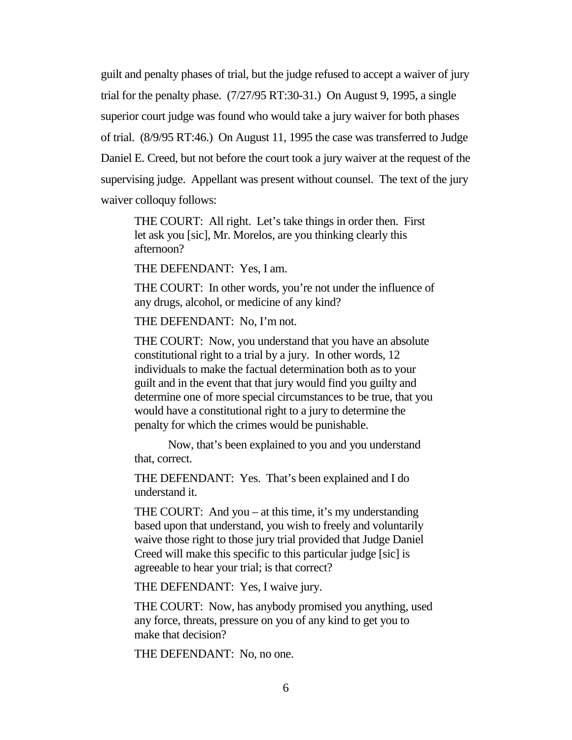guilt and penalty phases of trial, but the judge refused to accept a waiver of jury trial for the penalty phase. (7/27/95 RT:30-31.) On August 9, 1995, a single superior court judge was found who would take a jury waiver for both phases of trial. (8/9/95 RT:46.) On August 11, 1995 the case was transferred to Judge Daniel E. Creed, but not before the court took a jury waiver at the request of the supervising judge. Appellant was present without counsel. The text of the jury waiver colloquy follows:

> THE COURT: All right. Let's take things in order then. First let ask you [sic], Mr. Morelos, are you thinking clearly this afternoon?
>
> THE DEFENDANT: Yes, I am.
>
> THE COURT: In other words, you're not under the influence of any drugs, alcohol, or medicine of any kind?
>
> THE DEFENDANT: No, I'm not.
>
> THE COURT: Now, you understand that you have an absolute constitutional right to a trial by a jury. In other words, 12 individuals to make the factual determination both as to your guilt and in the event that that jury would find you guilty and determine one of more special circumstances to be true, that you would have a constitutional right to a jury to determine the penalty for which the crimes would be punishable.
>
> Now, that's been explained to you and you understand that, correct.
>
> THE DEFENDANT: Yes. That's been explained and I do understand it.
>
> THE COURT: And you – at this time, it's my understanding based upon that understand, you wish to freely and voluntarily waive those right to those jury trial provided that Judge Daniel Creed will make this specific to this particular judge [sic] is agreeable to hear your trial; is that correct?
>
> THE DEFENDANT: Yes, I waive jury.
>
> THE COURT: Now, has anybody promised you anything, used any force, threats, pressure on you of any kind to get you to make that decision?
>
> THE DEFENDANT: No, no one.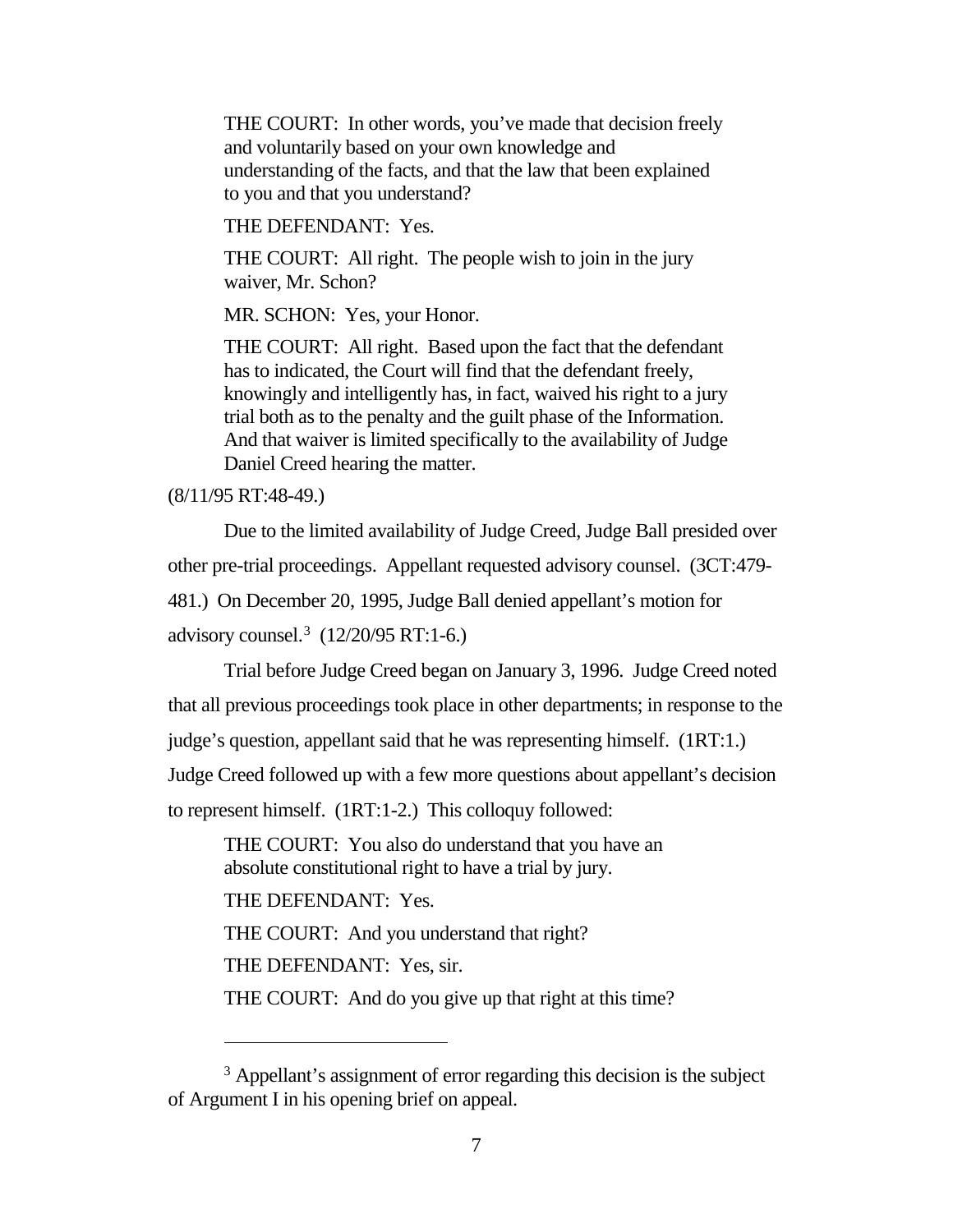> THE COURT: In other words, you've made that decision freely and voluntarily based on your own knowledge and understanding of the facts, and that the law that been explained to you and that you understand?
>
> THE DEFENDANT: Yes.
>
> THE COURT: All right. The people wish to join in the jury waiver, Mr. Schon?
>
> MR. SCHON: Yes, your Honor.
>
> THE COURT: All right. Based upon the fact that the defendant has to indicated, the Court will find that the defendant freely, knowingly and intelligently has, in fact, waived his right to a jury trial both as to the penalty and the guilt phase of the Information. And that waiver is limited specifically to the availability of Judge Daniel Creed hearing the matter.

(8/11/95 RT:48-49.)

Due to the limited availability of Judge Creed, Judge Ball presided over other pre-trial proceedings. Appellant requested advisory counsel. (3CT:479-481.) On December 20, 1995, Judge Ball denied appellant's motion for advisory counsel.[3] (12/20/95 RT:1-6.)

Trial before Judge Creed began on January 3, 1996. Judge Creed noted that all previous proceedings took place in other departments; in response to the judge's question, appellant said that he was representing himself. (1RT:1.) Judge Creed followed up with a few more questions about appellant's decision to represent himself. (1RT:1-2.) This colloquy followed:

> THE COURT: You also do understand that you have an absolute constitutional right to have a trial by jury.
>
> THE DEFENDANT: Yes.
>
> THE COURT: And you understand that right?
>
> THE DEFENDANT: Yes, sir.
>
> THE COURT: And do you give up that right at this time?

---

[3] Appellant's assignment of error regarding this decision is the subject of Argument I in his opening brief on appeal.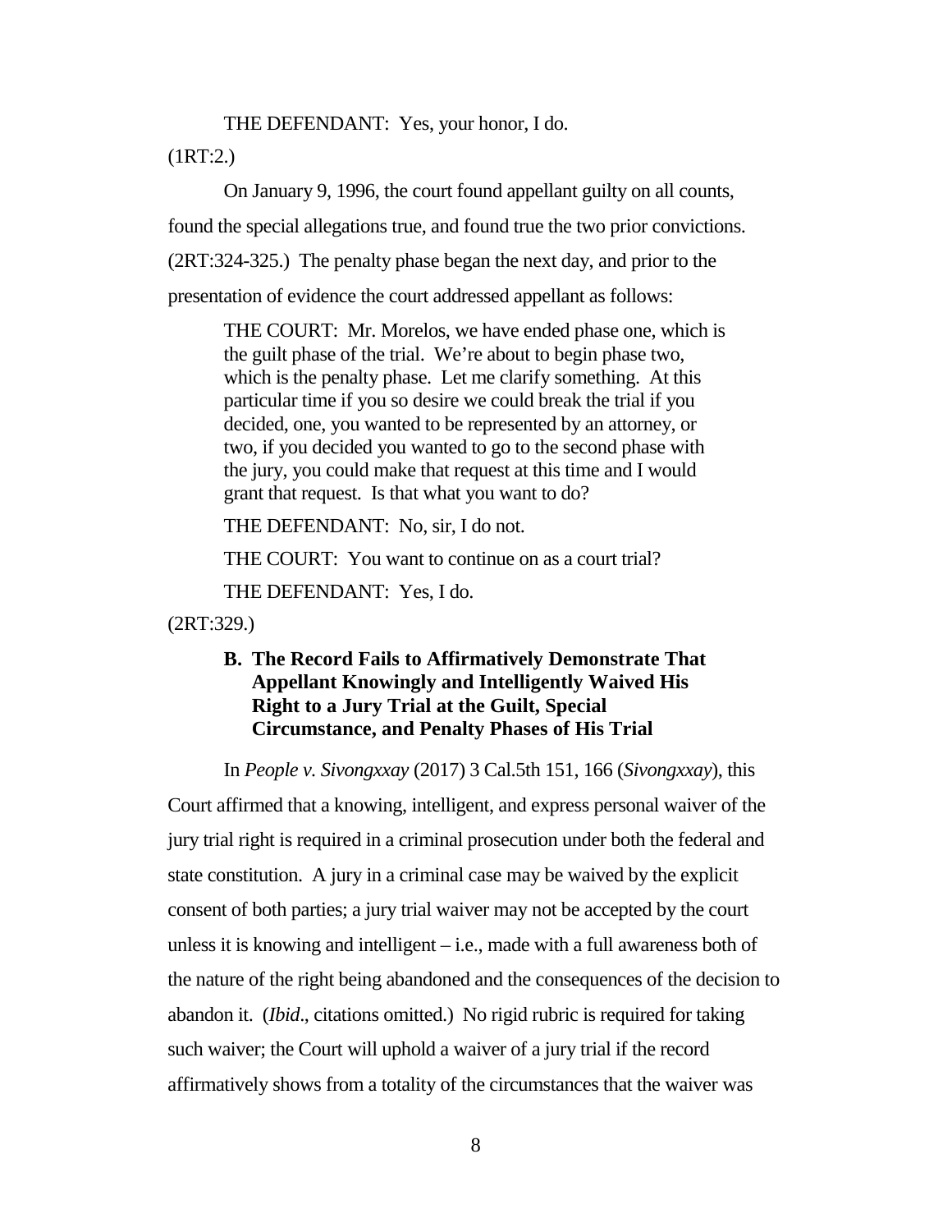THE DEFENDANT: Yes, your honor, I do.

(1RT:2.)

On January 9, 1996, the court found appellant guilty on all counts, found the special allegations true, and found true the two prior convictions. (2RT:324-325.) The penalty phase began the next day, and prior to the presentation of evidence the court addressed appellant as follows:

> THE COURT: Mr. Morelos, we have ended phase one, which is the guilt phase of the trial. We're about to begin phase two, which is the penalty phase. Let me clarify something. At this particular time if you so desire we could break the trial if you decided, one, you wanted to be represented by an attorney, or two, if you decided you wanted to go to the second phase with the jury, you could make that request at this time and I would grant that request. Is that what you want to do?
>
> THE DEFENDANT: No, sir, I do not.
>
> THE COURT: You want to continue on as a court trial?
>
> THE DEFENDANT: Yes, I do.

(2RT:329.)

### B. The Record Fails to Affirmatively Demonstrate That Appellant Knowingly and Intelligently Waived His Right to a Jury Trial at the Guilt, Special Circumstance, and Penalty Phases of His Trial

In *People v. Sivongxxay* (2017) 3 Cal.5th 151, 166 (*Sivongxxay*), this Court affirmed that a knowing, intelligent, and express personal waiver of the jury trial right is required in a criminal prosecution under both the federal and state constitution. A jury in a criminal case may be waived by the explicit consent of both parties; a jury trial waiver may not be accepted by the court unless it is knowing and intelligent – i.e., made with a full awareness both of the nature of the right being abandoned and the consequences of the decision to abandon it. (*Ibid*., citations omitted.) No rigid rubric is required for taking such waiver; the Court will uphold a waiver of a jury trial if the record affirmatively shows from a totality of the circumstances that the waiver was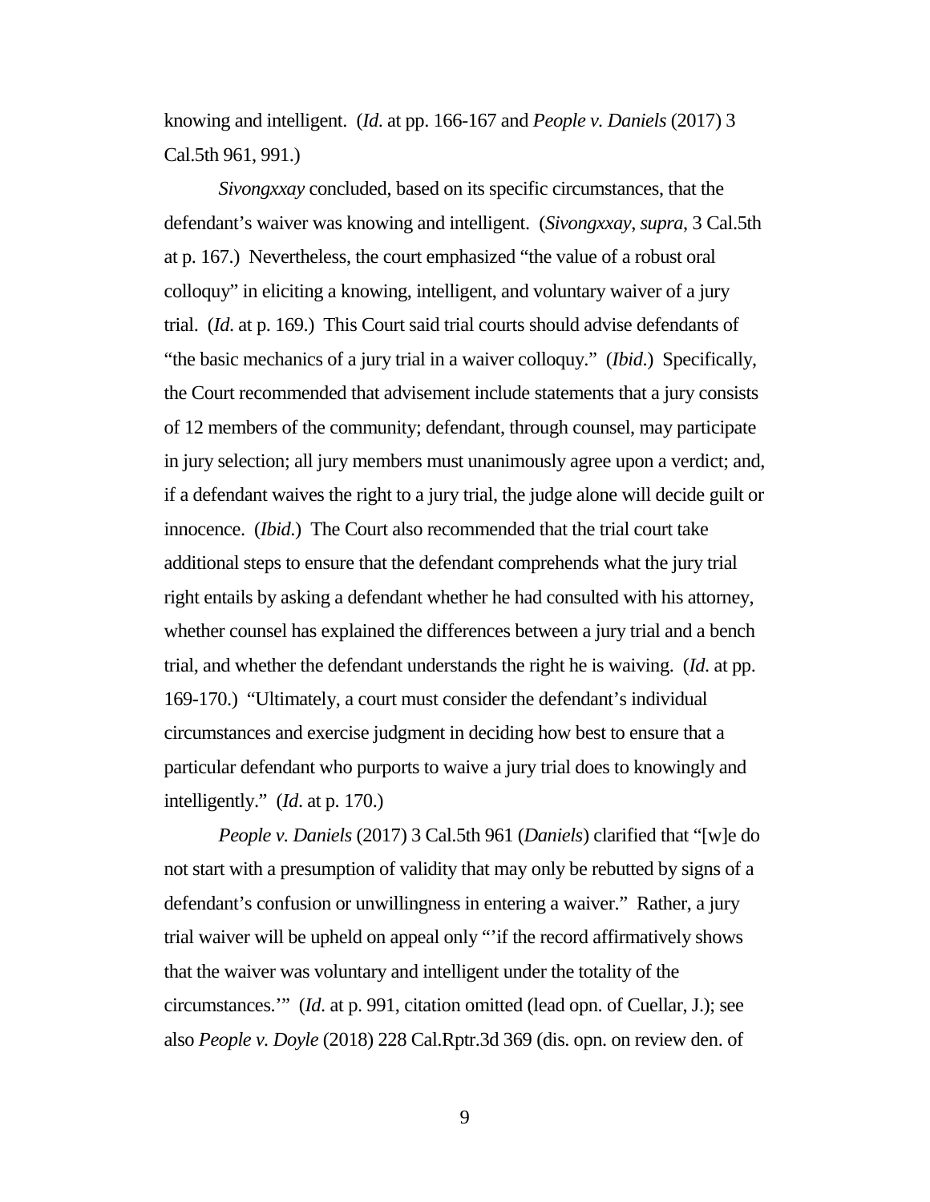knowing and intelligent. (*Id*. at pp. 166-167 and *People v. Daniels* (2017) 3 Cal.5th 961, 991.)

*Sivongxxay* concluded, based on its specific circumstances, that the defendant's waiver was knowing and intelligent. (*Sivongxxay*, *supra*, 3 Cal.5th at p. 167.) Nevertheless, the court emphasized "the value of a robust oral colloquy" in eliciting a knowing, intelligent, and voluntary waiver of a jury trial. (*Id*. at p. 169.) This Court said trial courts should advise defendants of "the basic mechanics of a jury trial in a waiver colloquy." (*Ibid*.) Specifically, the Court recommended that advisement include statements that a jury consists of 12 members of the community; defendant, through counsel, may participate in jury selection; all jury members must unanimously agree upon a verdict; and, if a defendant waives the right to a jury trial, the judge alone will decide guilt or innocence. (*Ibid*.) The Court also recommended that the trial court take additional steps to ensure that the defendant comprehends what the jury trial right entails by asking a defendant whether he had consulted with his attorney, whether counsel has explained the differences between a jury trial and a bench trial, and whether the defendant understands the right he is waiving. (*Id*. at pp. 169-170.) "Ultimately, a court must consider the defendant's individual circumstances and exercise judgment in deciding how best to ensure that a particular defendant who purports to waive a jury trial does to knowingly and intelligently." (*Id*. at p. 170.)

*People v. Daniels* (2017) 3 Cal.5th 961 (*Daniels*) clarified that "[w]e do not start with a presumption of validity that may only be rebutted by signs of a defendant's confusion or unwillingness in entering a waiver." Rather, a jury trial waiver will be upheld on appeal only "'if the record affirmatively shows that the waiver was voluntary and intelligent under the totality of the circumstances.'" (*Id*. at p. 991, citation omitted (lead opn. of Cuellar, J.); see also *People v. Doyle* (2018) 228 Cal.Rptr.3d 369 (dis. opn. on review den. of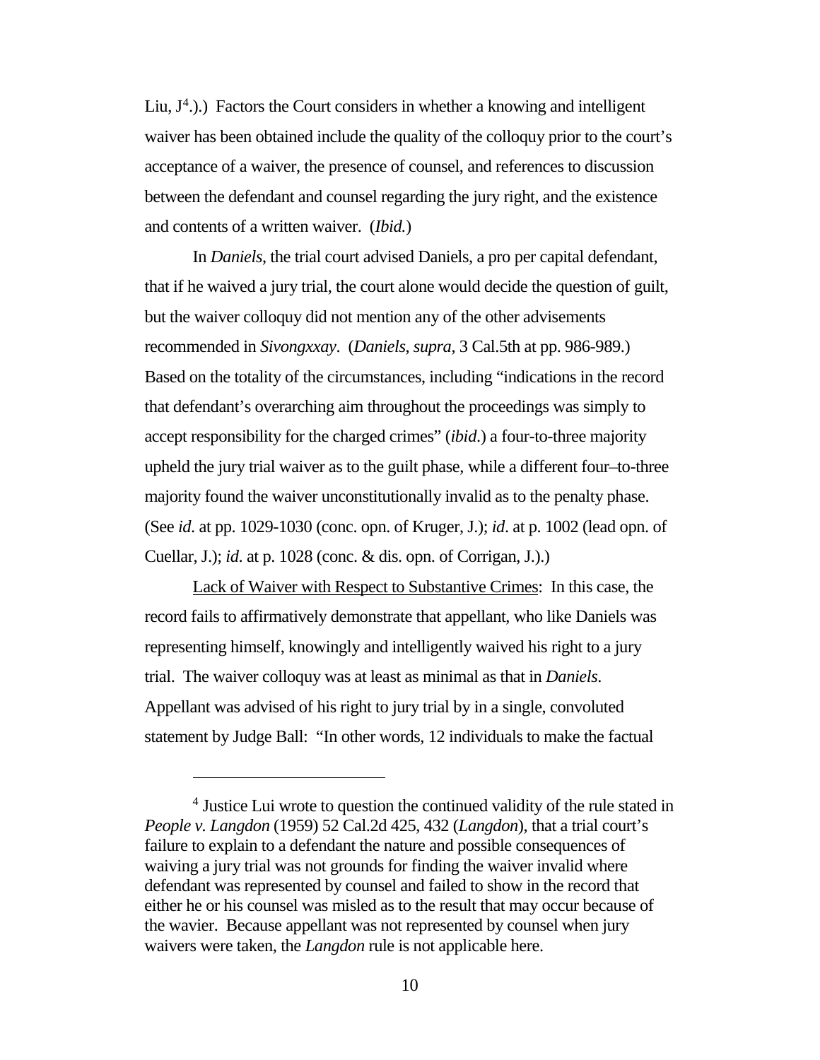Liu, J[4].).) Factors the Court considers in whether a knowing and intelligent waiver has been obtained include the quality of the colloquy prior to the court's acceptance of a waiver, the presence of counsel, and references to discussion between the defendant and counsel regarding the jury right, and the existence and contents of a written waiver. (*Ibid.*)

In *Daniels*, the trial court advised Daniels, a pro per capital defendant, that if he waived a jury trial, the court alone would decide the question of guilt, but the waiver colloquy did not mention any of the other advisements recommended in *Sivongxxay*. (*Daniels*, *supra*, 3 Cal.5th at pp. 986-989.) Based on the totality of the circumstances, including "indications in the record that defendant's overarching aim throughout the proceedings was simply to accept responsibility for the charged crimes" (*ibid*.) a four-to-three majority upheld the jury trial waiver as to the guilt phase, while a different four–to-three majority found the waiver unconstitutionally invalid as to the penalty phase. (See *id*. at pp. 1029-1030 (conc. opn. of Kruger, J.); *id*. at p. 1002 (lead opn. of Cuellar, J.); *id*. at p. 1028 (conc. & dis. opn. of Corrigan, J.).)

<u>Lack of Waiver with Respect to Substantive Crimes</u>: In this case, the record fails to affirmatively demonstrate that appellant, who like Daniels was representing himself, knowingly and intelligently waived his right to a jury trial. The waiver colloquy was at least as minimal as that in *Daniels*. Appellant was advised of his right to jury trial by in a single, convoluted statement by Judge Ball: "In other words, 12 individuals to make the factual

[4] Justice Lui wrote to question the continued validity of the rule stated in *People v. Langdon* (1959) 52 Cal.2d 425, 432 (*Langdon*), that a trial court's failure to explain to a defendant the nature and possible consequences of waiving a jury trial was not grounds for finding the waiver invalid where defendant was represented by counsel and failed to show in the record that either he or his counsel was misled as to the result that may occur because of the wavier. Because appellant was not represented by counsel when jury waivers were taken, the *Langdon* rule is not applicable here.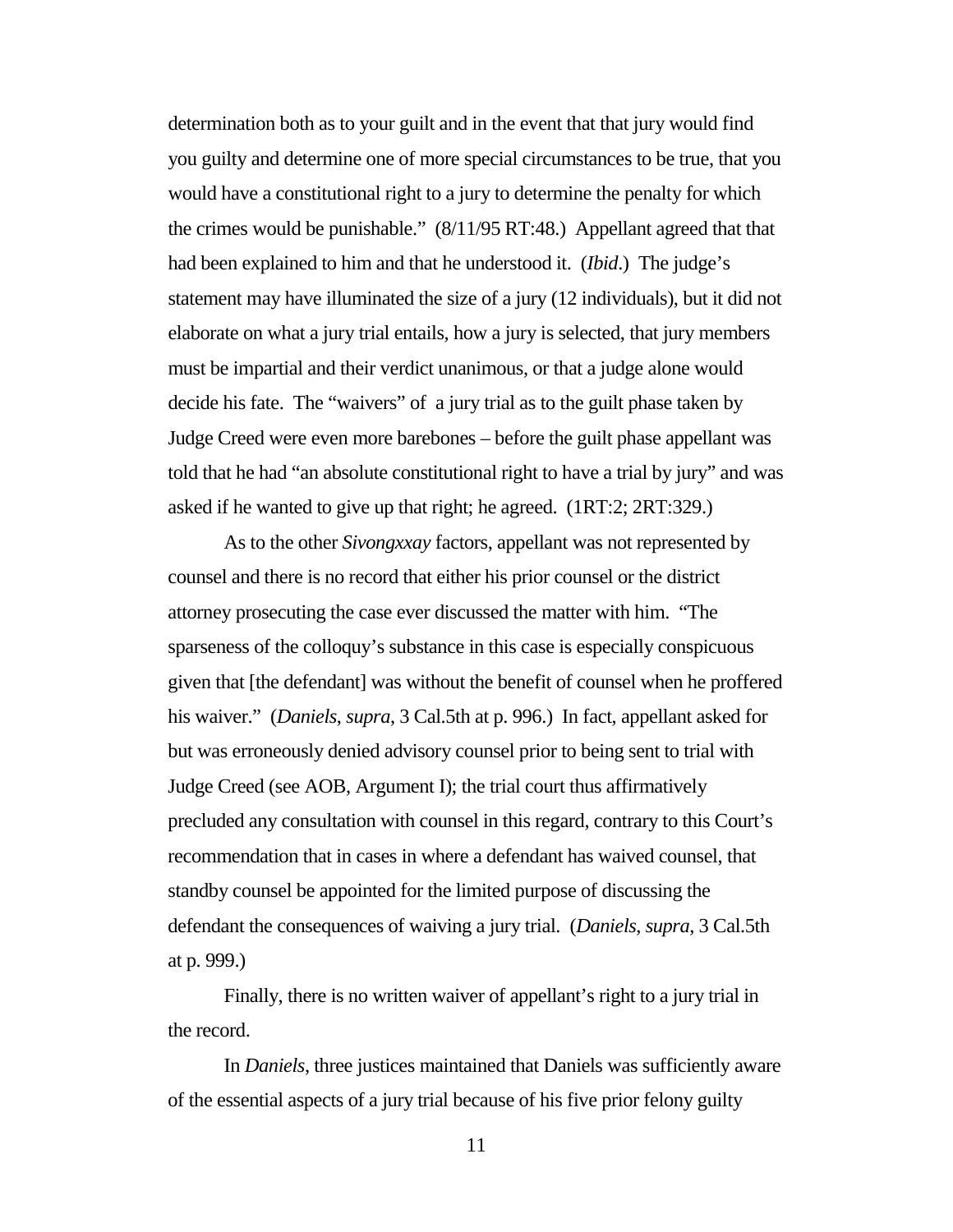determination both as to your guilt and in the event that that jury would find you guilty and determine one of more special circumstances to be true, that you would have a constitutional right to a jury to determine the penalty for which the crimes would be punishable." (8/11/95 RT:48.) Appellant agreed that that had been explained to him and that he understood it. (*Ibid*.) The judge's statement may have illuminated the size of a jury (12 individuals), but it did not elaborate on what a jury trial entails, how a jury is selected, that jury members must be impartial and their verdict unanimous, or that a judge alone would decide his fate. The "waivers" of a jury trial as to the guilt phase taken by Judge Creed were even more barebones – before the guilt phase appellant was told that he had "an absolute constitutional right to have a trial by jury" and was asked if he wanted to give up that right; he agreed. (1RT:2; 2RT:329.)

As to the other *Sivongxxay* factors, appellant was not represented by counsel and there is no record that either his prior counsel or the district attorney prosecuting the case ever discussed the matter with him. "The sparseness of the colloquy's substance in this case is especially conspicuous given that [the defendant] was without the benefit of counsel when he proffered his waiver." (*Daniels*, *supra*, 3 Cal.5th at p. 996.) In fact, appellant asked for but was erroneously denied advisory counsel prior to being sent to trial with Judge Creed (see AOB, Argument I); the trial court thus affirmatively precluded any consultation with counsel in this regard, contrary to this Court's recommendation that in cases in where a defendant has waived counsel, that standby counsel be appointed for the limited purpose of discussing the defendant the consequences of waiving a jury trial. (*Daniels*, *supra*, 3 Cal.5th at p. 999.)

Finally, there is no written waiver of appellant's right to a jury trial in the record.

In *Daniels*, three justices maintained that Daniels was sufficiently aware of the essential aspects of a jury trial because of his five prior felony guilty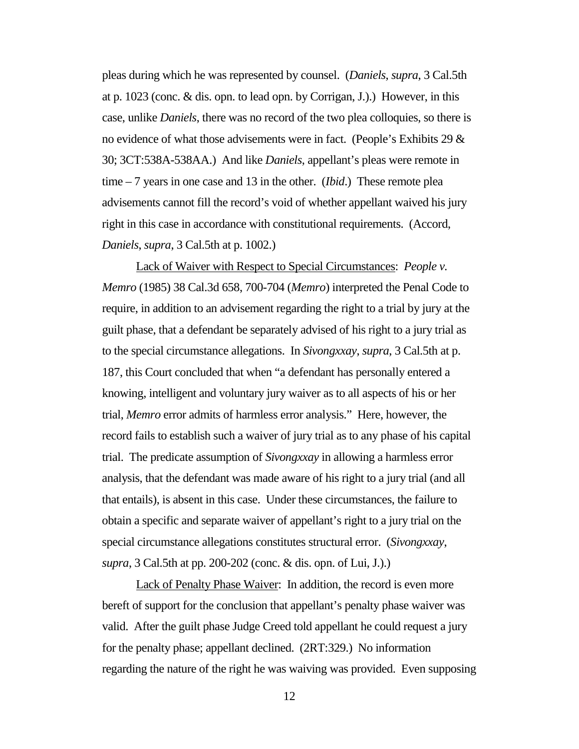pleas during which he was represented by counsel. (*Daniels*, *supra*, 3 Cal.5th at p. 1023 (conc. & dis. opn. to lead opn. by Corrigan, J.).) However, in this case, unlike *Daniels*, there was no record of the two plea colloquies, so there is no evidence of what those advisements were in fact. (People's Exhibits 29 & 30; 3CT:538A-538AA.) And like *Daniels*, appellant's pleas were remote in time – 7 years in one case and 13 in the other. (*Ibid*.) These remote plea advisements cannot fill the record's void of whether appellant waived his jury right in this case in accordance with constitutional requirements. (Accord, *Daniels*, *supra*, 3 Cal.5th at p. 1002.)

<u>Lack of Waiver with Respect to Special Circumstances</u>: *People v. Memro* (1985) 38 Cal.3d 658, 700-704 (*Memro*) interpreted the Penal Code to require, in addition to an advisement regarding the right to a trial by jury at the guilt phase, that a defendant be separately advised of his right to a jury trial as to the special circumstance allegations. In *Sivongxxay*, *supra*, 3 Cal.5th at p. 187, this Court concluded that when "a defendant has personally entered a knowing, intelligent and voluntary jury waiver as to all aspects of his or her trial, *Memro* error admits of harmless error analysis." Here, however, the record fails to establish such a waiver of jury trial as to any phase of his capital trial. The predicate assumption of *Sivongxxay* in allowing a harmless error analysis, that the defendant was made aware of his right to a jury trial (and all that entails), is absent in this case. Under these circumstances, the failure to obtain a specific and separate waiver of appellant's right to a jury trial on the special circumstance allegations constitutes structural error. (*Sivongxxay*, *supra*, 3 Cal.5th at pp. 200-202 (conc. & dis. opn. of Lui, J.).)

<u>Lack of Penalty Phase Waiver</u>: In addition, the record is even more bereft of support for the conclusion that appellant's penalty phase waiver was valid. After the guilt phase Judge Creed told appellant he could request a jury for the penalty phase; appellant declined. (2RT:329.) No information regarding the nature of the right he was waiving was provided. Even supposing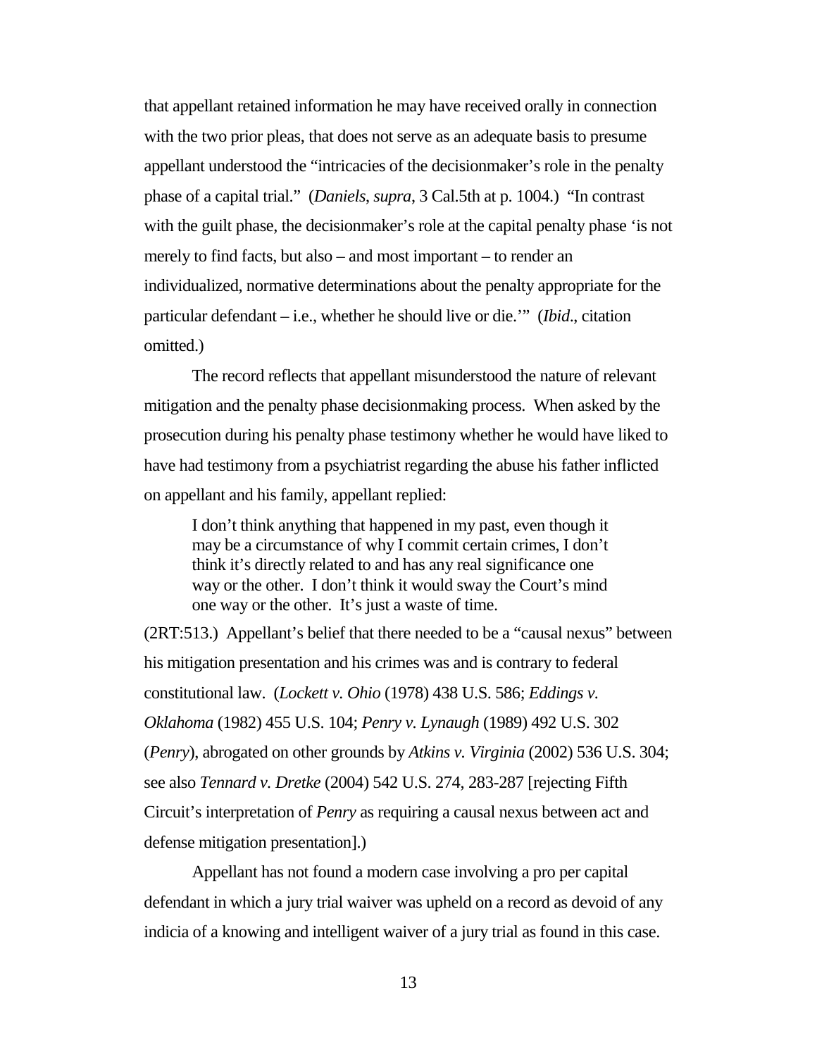that appellant retained information he may have received orally in connection with the two prior pleas, that does not serve as an adequate basis to presume appellant understood the "intricacies of the decisionmaker's role in the penalty phase of a capital trial." (*Daniels*, *supra*, 3 Cal.5th at p. 1004.) "In contrast with the guilt phase, the decisionmaker's role at the capital penalty phase 'is not merely to find facts, but also – and most important – to render an individualized, normative determinations about the penalty appropriate for the particular defendant – i.e., whether he should live or die.'" (*Ibid*., citation omitted.)

The record reflects that appellant misunderstood the nature of relevant mitigation and the penalty phase decisionmaking process. When asked by the prosecution during his penalty phase testimony whether he would have liked to have had testimony from a psychiatrist regarding the abuse his father inflicted on appellant and his family, appellant replied:

> I don't think anything that happened in my past, even though it may be a circumstance of why I commit certain crimes, I don't think it's directly related to and has any real significance one way or the other. I don't think it would sway the Court's mind one way or the other. It's just a waste of time.

(2RT:513.) Appellant's belief that there needed to be a "causal nexus" between his mitigation presentation and his crimes was and is contrary to federal constitutional law. (*Lockett v. Ohio* (1978) 438 U.S. 586; *Eddings v. Oklahoma* (1982) 455 U.S. 104; *Penry v. Lynaugh* (1989) 492 U.S. 302 (*Penry*), abrogated on other grounds by *Atkins v. Virginia* (2002) 536 U.S. 304; see also *Tennard v. Dretke* (2004) 542 U.S. 274, 283-287 [rejecting Fifth Circuit's interpretation of *Penry* as requiring a causal nexus between act and defense mitigation presentation].)

Appellant has not found a modern case involving a pro per capital defendant in which a jury trial waiver was upheld on a record as devoid of any indicia of a knowing and intelligent waiver of a jury trial as found in this case.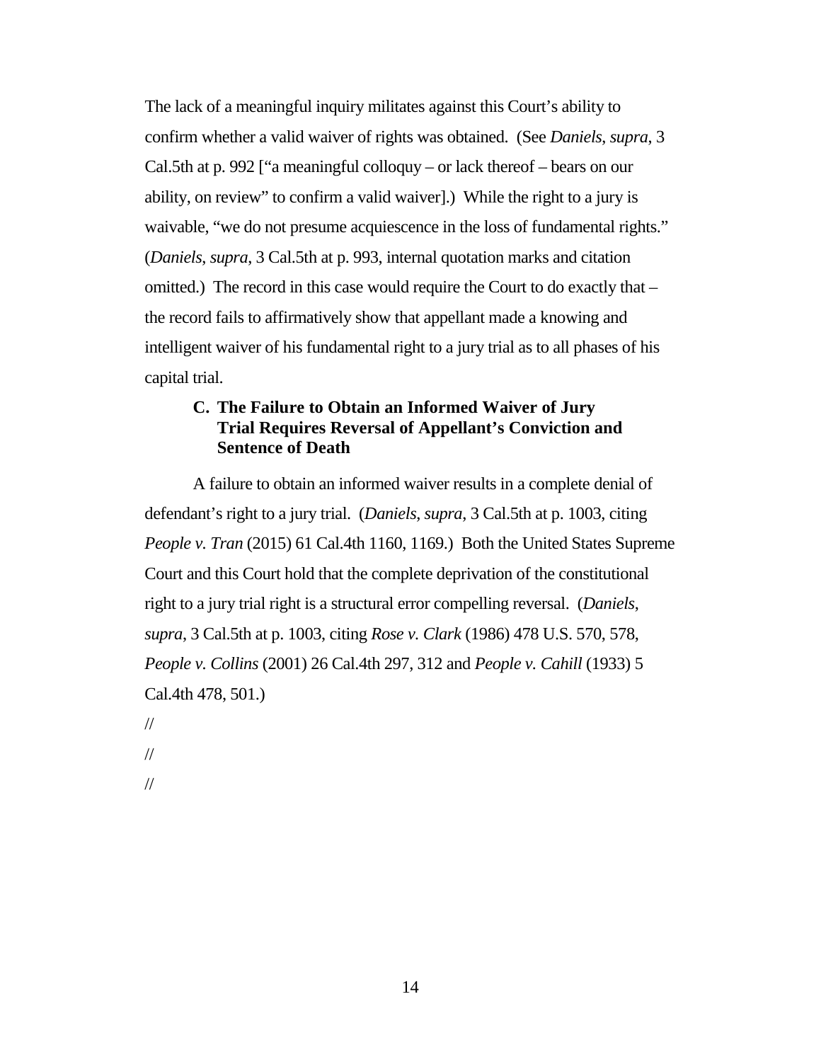The lack of a meaningful inquiry militates against this Court's ability to confirm whether a valid waiver of rights was obtained. (See *Daniels*, *supra*, 3 Cal.5th at p. 992 ["a meaningful colloquy – or lack thereof – bears on our ability, on review" to confirm a valid waiver].) While the right to a jury is waivable, "we do not presume acquiescence in the loss of fundamental rights." (*Daniels*, *supra*, 3 Cal.5th at p. 993, internal quotation marks and citation omitted.) The record in this case would require the Court to do exactly that – the record fails to affirmatively show that appellant made a knowing and intelligent waiver of his fundamental right to a jury trial as to all phases of his capital trial.

### C. The Failure to Obtain an Informed Waiver of Jury Trial Requires Reversal of Appellant's Conviction and Sentence of Death

A failure to obtain an informed waiver results in a complete denial of defendant's right to a jury trial. (*Daniels*, *supra*, 3 Cal.5th at p. 1003, citing *People v. Tran* (2015) 61 Cal.4th 1160, 1169.) Both the United States Supreme Court and this Court hold that the complete deprivation of the constitutional right to a jury trial right is a structural error compelling reversal. (*Daniels*, *supra*, 3 Cal.5th at p. 1003, citing *Rose v. Clark* (1986) 478 U.S. 570, 578, *People v. Collins* (2001) 26 Cal.4th 297, 312 and *People v. Cahill* (1933) 5 Cal.4th 478, 501.)

//

//

//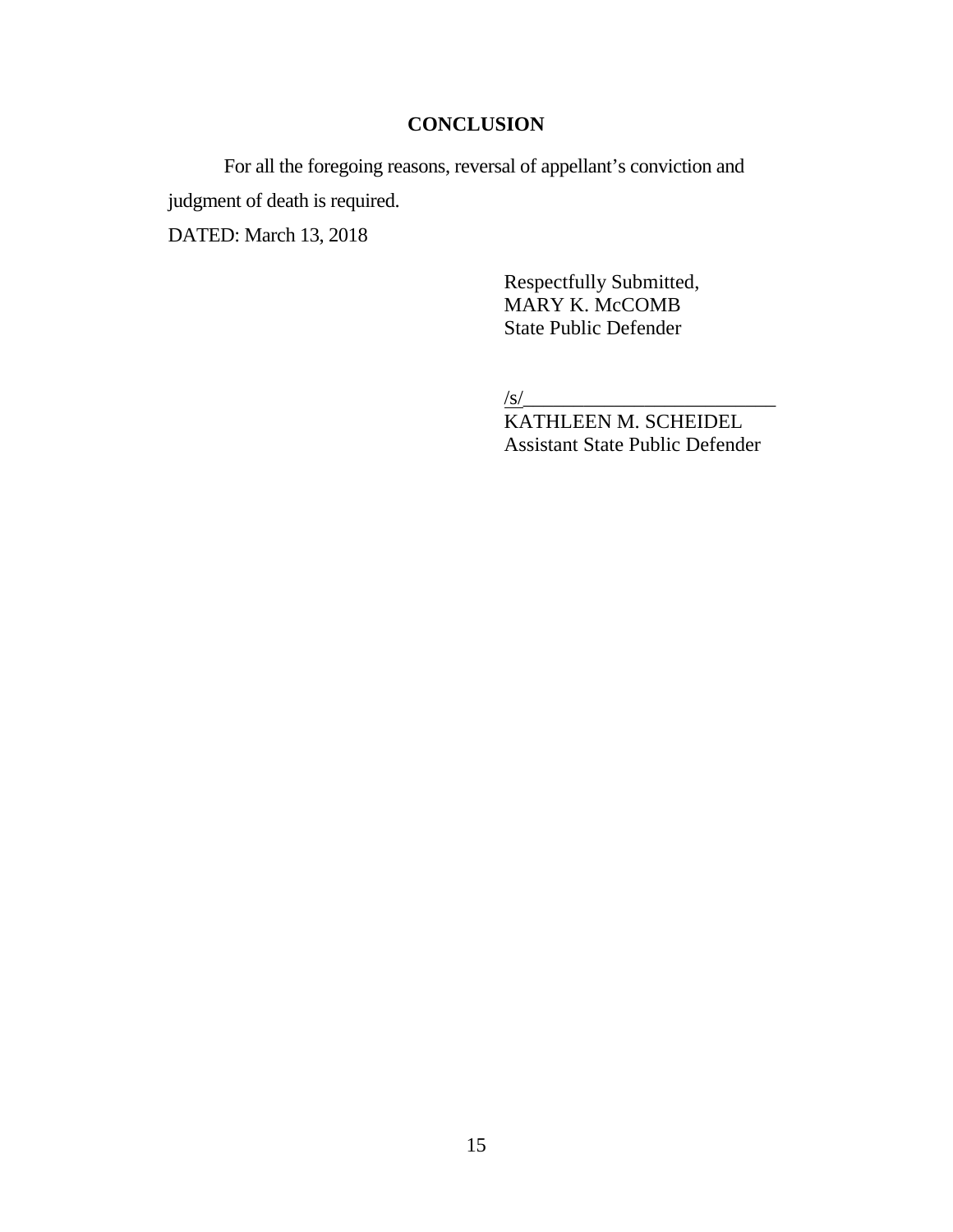## CONCLUSION

For all the foregoing reasons, reversal of appellant's conviction and judgment of death is required.

DATED: March 13, 2018

Respectfully Submitted,  
MARY K. McCOMB  
State Public Defender

/s/\_\_\_\_\_\_\_\_\_\_\_\_\_\_\_\_\_\_\_\_\_\_\_\_\_  
KATHLEEN M. SCHEIDEL  
Assistant State Public Defender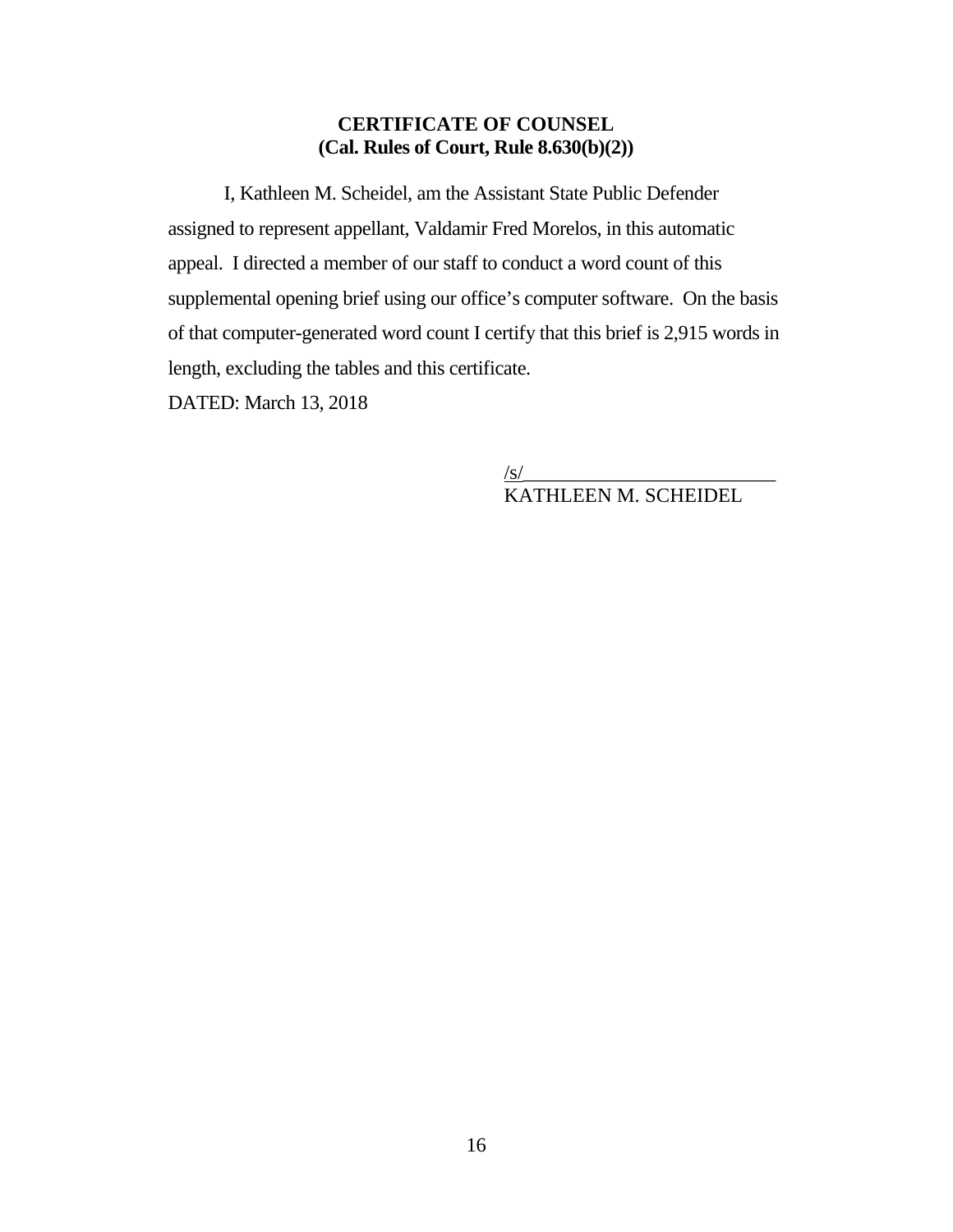**CERTIFICATE OF COUNSEL**
**(Cal. Rules of Court, Rule 8.630(b)(2))**

I, Kathleen M. Scheidel, am the Assistant State Public Defender assigned to represent appellant, Valdamir Fred Morelos, in this automatic appeal. I directed a member of our staff to conduct a word count of this supplemental opening brief using our office's computer software. On the basis of that computer-generated word count I certify that this brief is 2,915 words in length, excluding the tables and this certificate.

DATED: March 13, 2018

/s/\_\_\_\_\_\_\_\_\_\_\_\_\_\_\_\_\_\_\_\_\_\_\_\_\_\_
KATHLEEN M. SCHEIDEL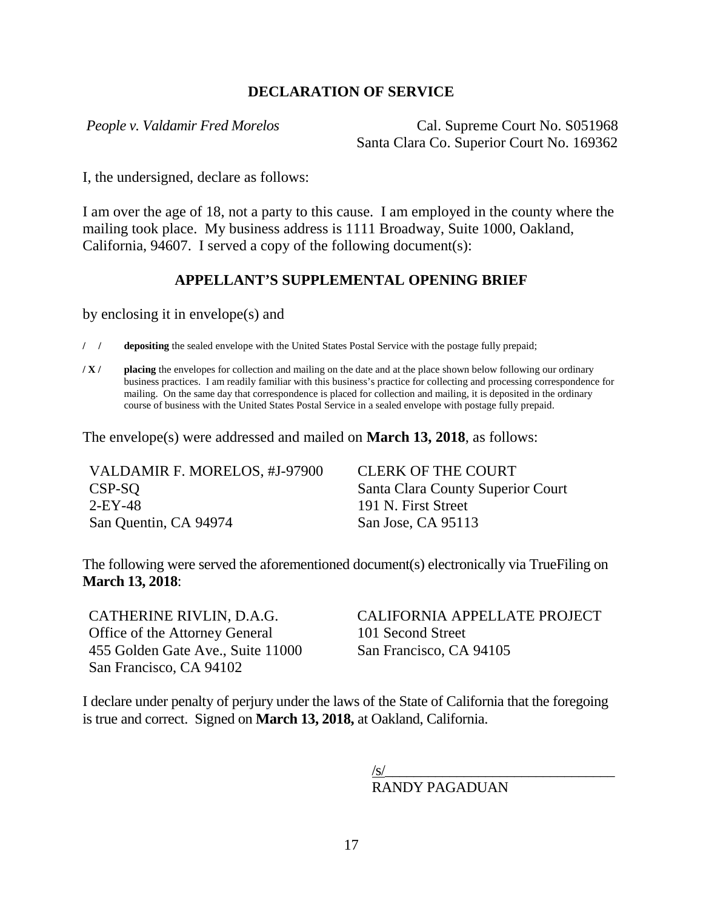## DECLARATION OF SERVICE

*People v. Valdamir Fred Morelos* Cal. Supreme Court No. S051968
Santa Clara Co. Superior Court No. 169362

I, the undersigned, declare as follows:

I am over the age of 18, not a party to this cause. I am employed in the county where the mailing took place. My business address is 1111 Broadway, Suite 1000, Oakland, California, 94607. I served a copy of the following document(s):

### APPELLANT'S SUPPLEMENTAL OPENING BRIEF

by enclosing it in envelope(s) and

/ / **depositing** the sealed envelope with the United States Postal Service with the postage fully prepaid;

/ X / **placing** the envelopes for collection and mailing on the date and at the place shown below following our ordinary business practices. I am readily familiar with this business's practice for collecting and processing correspondence for mailing. On the same day that correspondence is placed for collection and mailing, it is deposited in the ordinary course of business with the United States Postal Service in a sealed envelope with postage fully prepaid.

The envelope(s) were addressed and mailed on **March 13, 2018**, as follows:

VALDAMIR F. MORELOS, #J-97900
CSP-SQ
2-EY-48
San Quentin, CA 94974

CLERK OF THE COURT
Santa Clara County Superior Court
191 N. First Street
San Jose, CA 95113

The following were served the aforementioned document(s) electronically via TrueFiling on **March 13, 2018**:

CATHERINE RIVLIN, D.A.G.
Office of the Attorney General
455 Golden Gate Ave., Suite 11000
San Francisco, CA 94102

CALIFORNIA APPELLATE PROJECT
101 Second Street
San Francisco, CA 94105

I declare under penalty of perjury under the laws of the State of California that the foregoing is true and correct. Signed on **March 13, 2018,** at Oakland, California.

/s/________________________________
RANDY PAGADUAN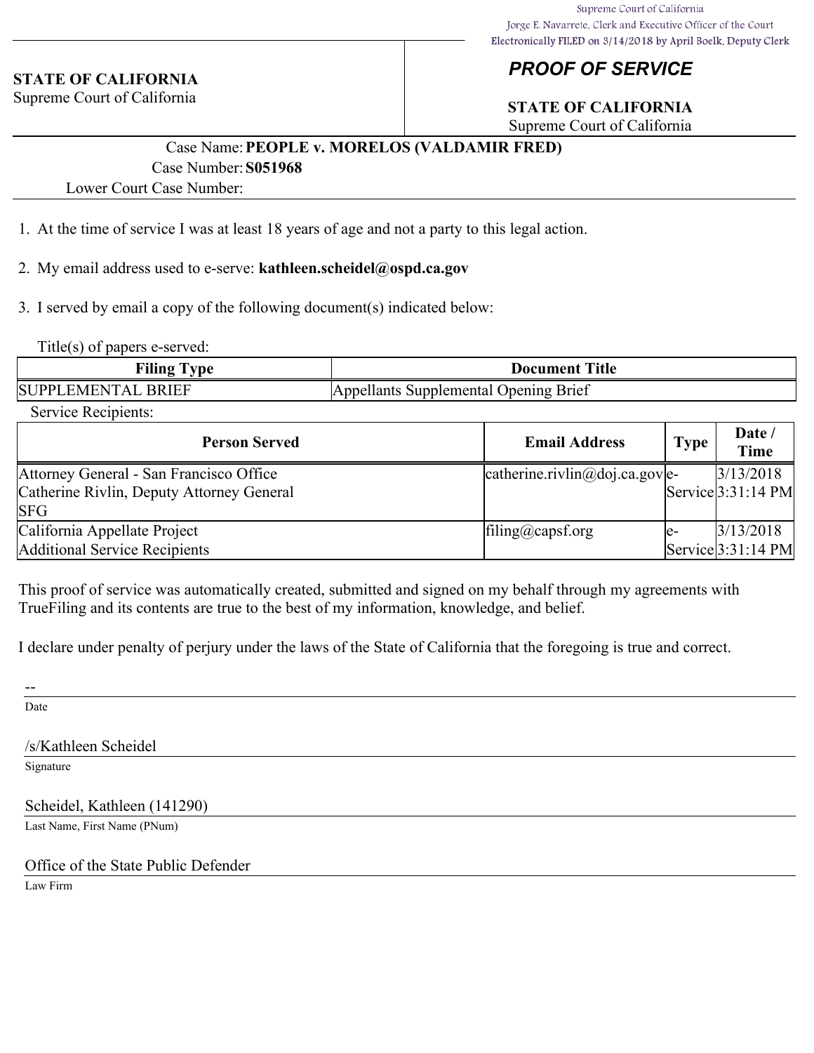Supreme Court of California
Jorge E. Navarrete, Clerk and Executive Officer of the Court
Electronically FILED on 3/14/2018 by April Boelk, Deputy Clerk

**STATE OF CALIFORNIA**
Supreme Court of California

# *PROOF OF SERVICE*

**STATE OF CALIFORNIA**
Supreme Court of California

Case Name: **PEOPLE v. MORELOS (VALDAMIR FRED)**
Case Number: **S051968**
Lower Court Case Number:

1. At the time of service I was at least 18 years of age and not a party to this legal action.

2. My email address used to e-serve: **kathleen.scheidel@ospd.ca.gov**

3. I served by email a copy of the following document(s) indicated below:

Title(s) of papers e-served:

| Filing Type | Document Title |
| --- | --- |
| SUPPLEMENTAL BRIEF | Appellants Supplemental Opening Brief |

Service Recipients:

| Person Served | Email Address | Type | Date / Time |
| --- | --- | --- | --- |
| Attorney General - San Francisco Office<br>Catherine Rivlin, Deputy Attorney General<br>SFG | catherine.rivlin@doj.ca.gov | e-Service | 3/13/2018 3:31:14 PM |
| California Appellate Project<br>Additional Service Recipients | filing@capsf.org | e-Service | 3/13/2018 3:31:14 PM |

This proof of service was automatically created, submitted and signed on my behalf through my agreements with TrueFiling and its contents are true to the best of my information, knowledge, and belief.

I declare under penalty of perjury under the laws of the State of California that the foregoing is true and correct.

--
Date

/s/Kathleen Scheidel
Signature

Scheidel, Kathleen (141290)
Last Name, First Name (PNum)

Office of the State Public Defender
Law Firm